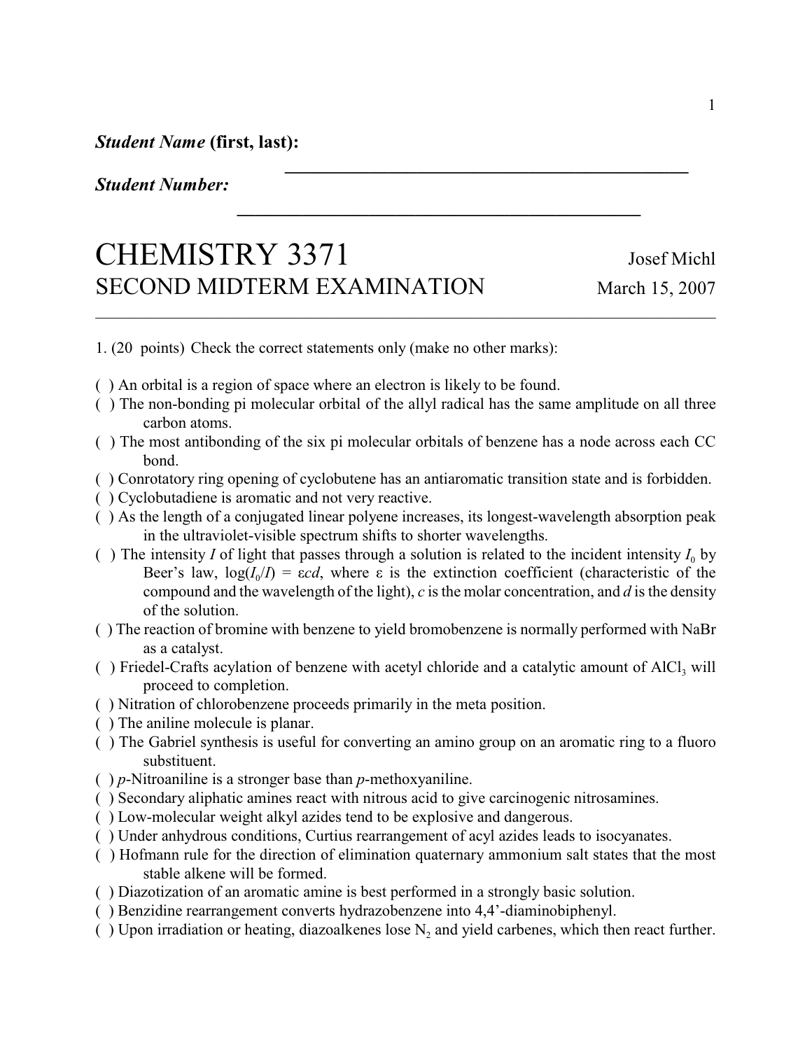***Student Name*** **(first, last):** ____________________________________________

***Student Number:*** ____________________________________________

# CHEMISTRY 3371 — Josef Michl

## SECOND MIDTERM EXAMINATION — March 15, 2007

---

1. (20 points) Check the correct statements only (make no other marks):

( ) An orbital is a region of space where an electron is likely to be found.

( ) The non-bonding pi molecular orbital of the allyl radical has the same amplitude on all three carbon atoms.

( ) The most antibonding of the six pi molecular orbitals of benzene has a node across each CC bond.

( ) Conrotatory ring opening of cyclobutene has an antiaromatic transition state and is forbidden.

( ) Cyclobutadiene is aromatic and not very reactive.

( ) As the length of a conjugated linear polyene increases, its longest-wavelength absorption peak in the ultraviolet-visible spectrum shifts to shorter wavelengths.

( ) The intensity $I$ of light that passes through a solution is related to the incident intensity $I_0$ by Beer's law, $\log(I_0/I) = \varepsilon c d$, where $\varepsilon$ is the extinction coefficient (characteristic of the compound and the wavelength of the light), $c$ is the molar concentration, and $d$ is the density of the solution.

( ) The reaction of bromine with benzene to yield bromobenzene is normally performed with NaBr as a catalyst.

( ) Friedel-Crafts acylation of benzene with acetyl chloride and a catalytic amount of $AlCl_3$ will proceed to completion.

( ) Nitration of chlorobenzene proceeds primarily in the meta position.

( ) The aniline molecule is planar.

( ) The Gabriel synthesis is useful for converting an amino group on an aromatic ring to a fluoro substituent.

( ) *p*-Nitroaniline is a stronger base than *p*-methoxyaniline.

( ) Secondary aliphatic amines react with nitrous acid to give carcinogenic nitrosamines.

( ) Low-molecular weight alkyl azides tend to be explosive and dangerous.

( ) Under anhydrous conditions, Curtius rearrangement of acyl azides leads to isocyanates.

( ) Hofmann rule for the direction of elimination quaternary ammonium salt states that the most stable alkene will be formed.

( ) Diazotization of an aromatic amine is best performed in a strongly basic solution.

( ) Benzidine rearrangement converts hydrazobenzene into 4,4'-diaminobiphenyl.

( ) Upon irradiation or heating, diazoalkenes lose $N_2$ and yield carbenes, which then react further.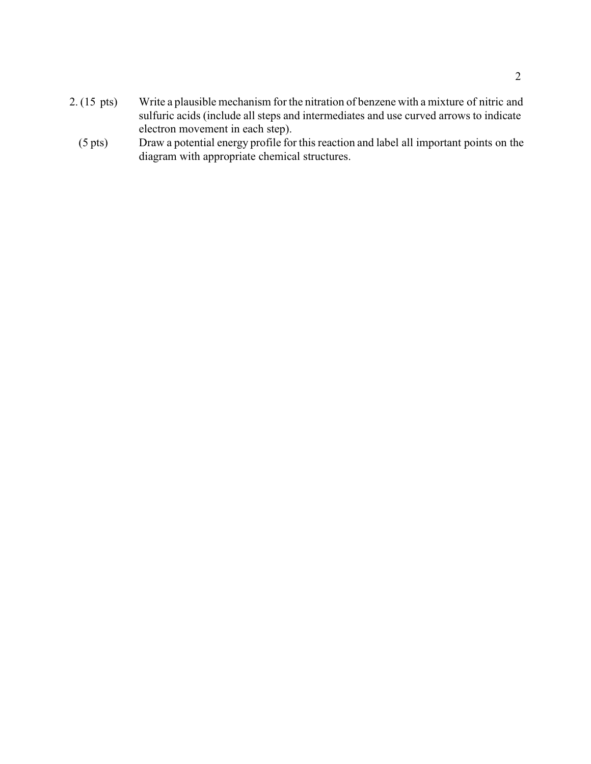2. (15 pts) Write a plausible mechanism for the nitration of benzene with a mixture of nitric and sulfuric acids (include all steps and intermediates and use curved arrows to indicate electron movement in each step).

(5 pts) Draw a potential energy profile for this reaction and label all important points on the diagram with appropriate chemical structures.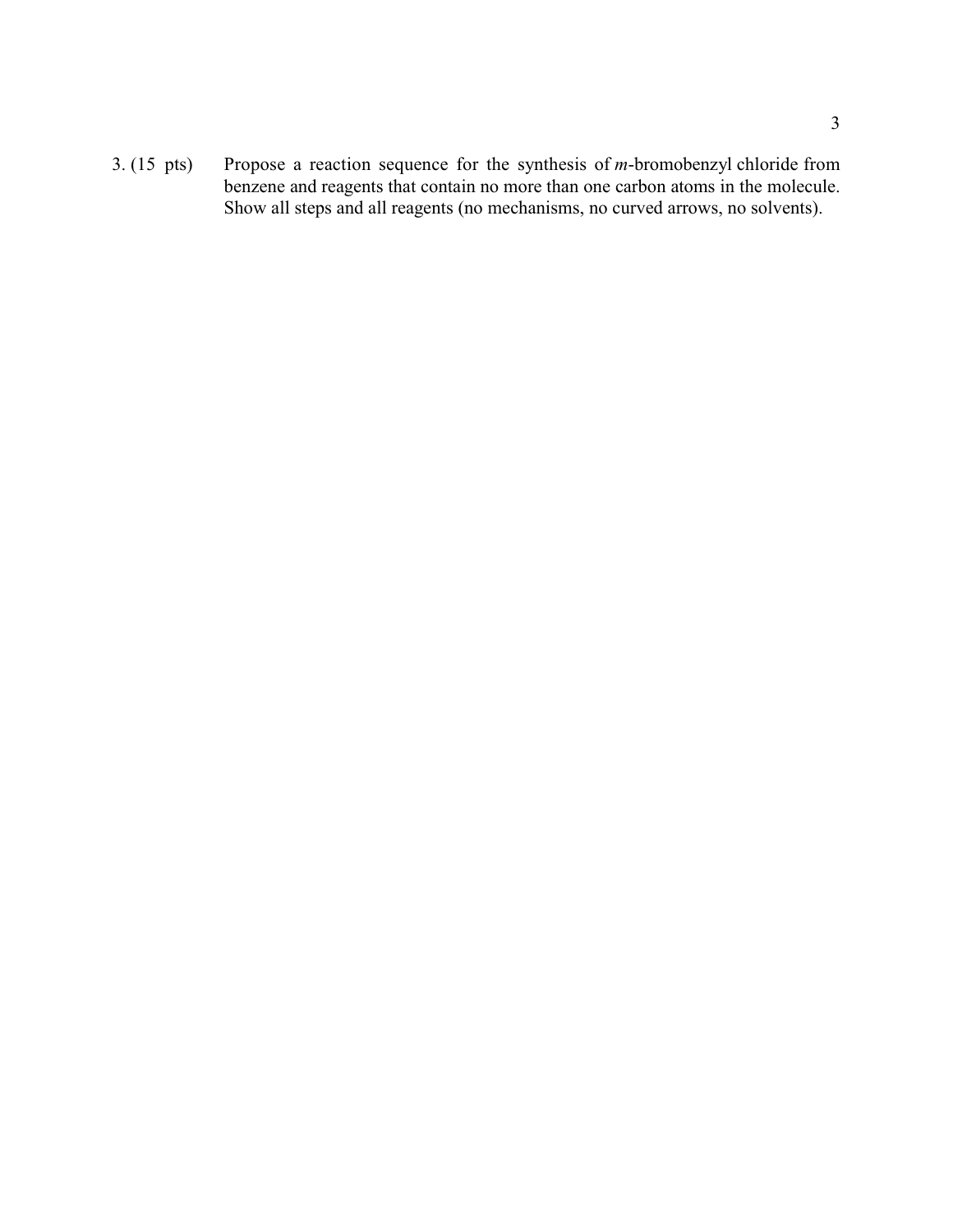3. (15 pts) Propose a reaction sequence for the synthesis of *m*-bromobenzyl chloride from benzene and reagents that contain no more than one carbon atoms in the molecule. Show all steps and all reagents (no mechanisms, no curved arrows, no solvents).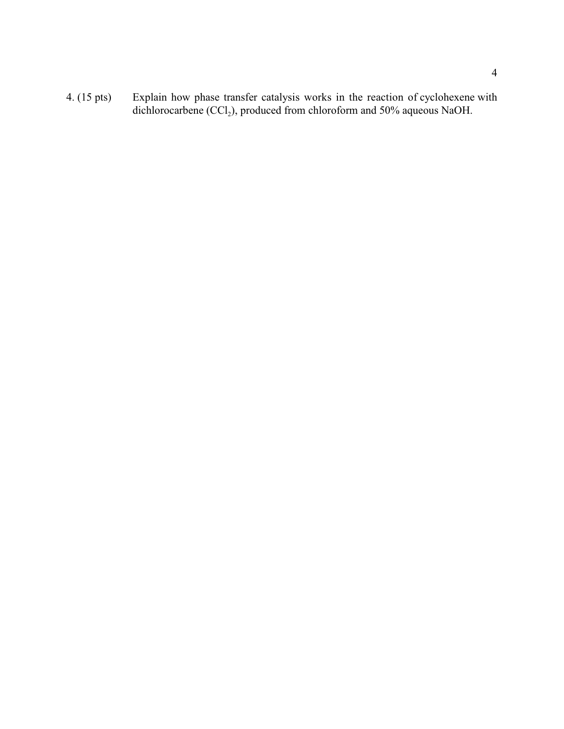4. (15 pts) Explain how phase transfer catalysis works in the reaction of cyclohexene with dichlorocarbene ($CCl_2$), produced from chloroform and 50% aqueous NaOH.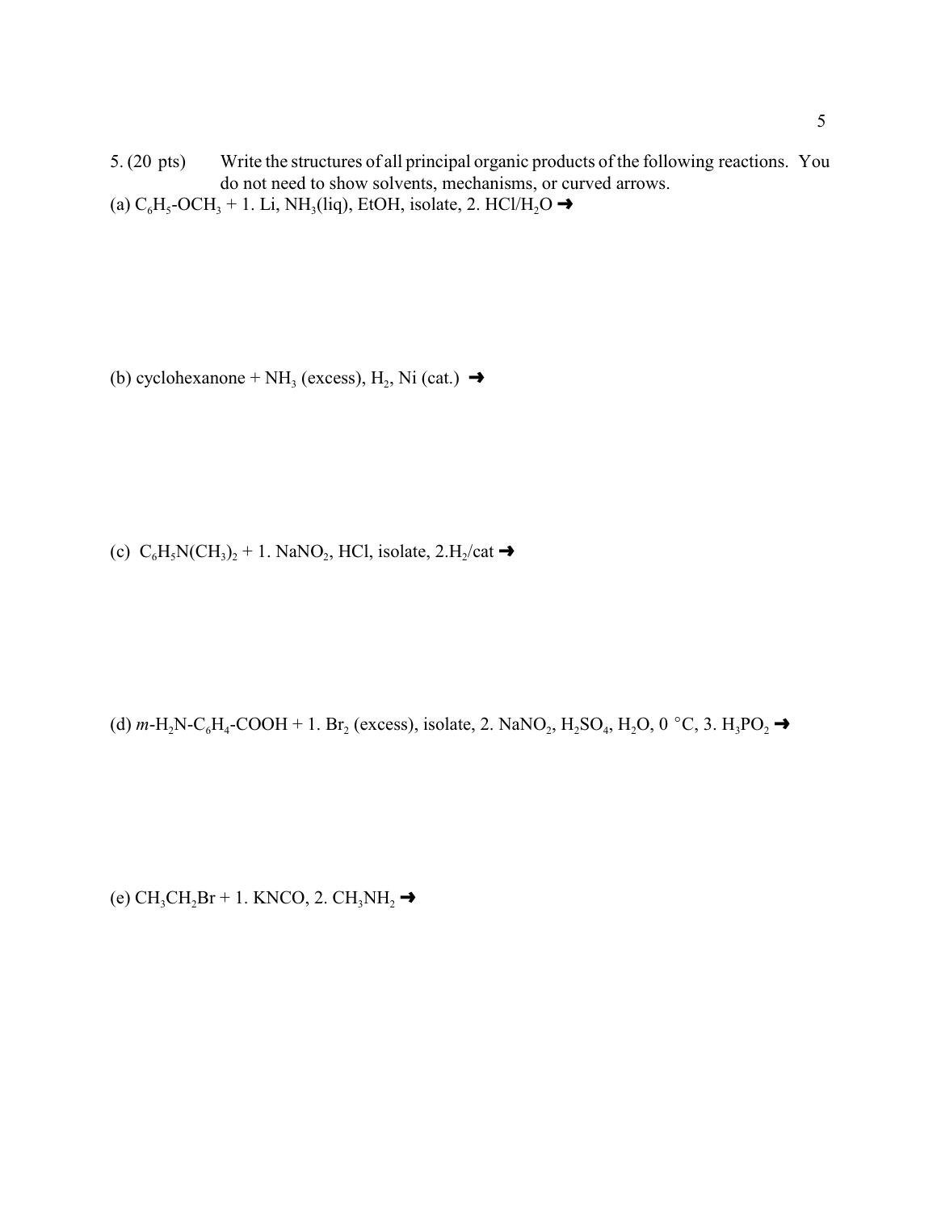5. (20 pts) Write the structures of all principal organic products of the following reactions. You do not need to show solvents, mechanisms, or curved arrows.

(a) $C_6H_5$-$OCH_3$ + 1. Li, $NH_3$(liq), EtOH, isolate, 2. HCl/$H_2O$ ➞

(b) cyclohexanone + $NH_3$ (excess), $H_2$, Ni (cat.) ➞

(c) $C_6H_5N(CH_3)_2$ + 1. $NaNO_2$, HCl, isolate, 2.$H_2$/cat ➞

(d) *m*-$H_2N$-$C_6H_4$-COOH + 1. $Br_2$ (excess), isolate, 2. $NaNO_2$, $H_2SO_4$, $H_2O$, 0 °C, 3. $H_3PO_2$ ➞

(e) $CH_3CH_2Br$ + 1. KNCO, 2. $CH_3NH_2$ ➞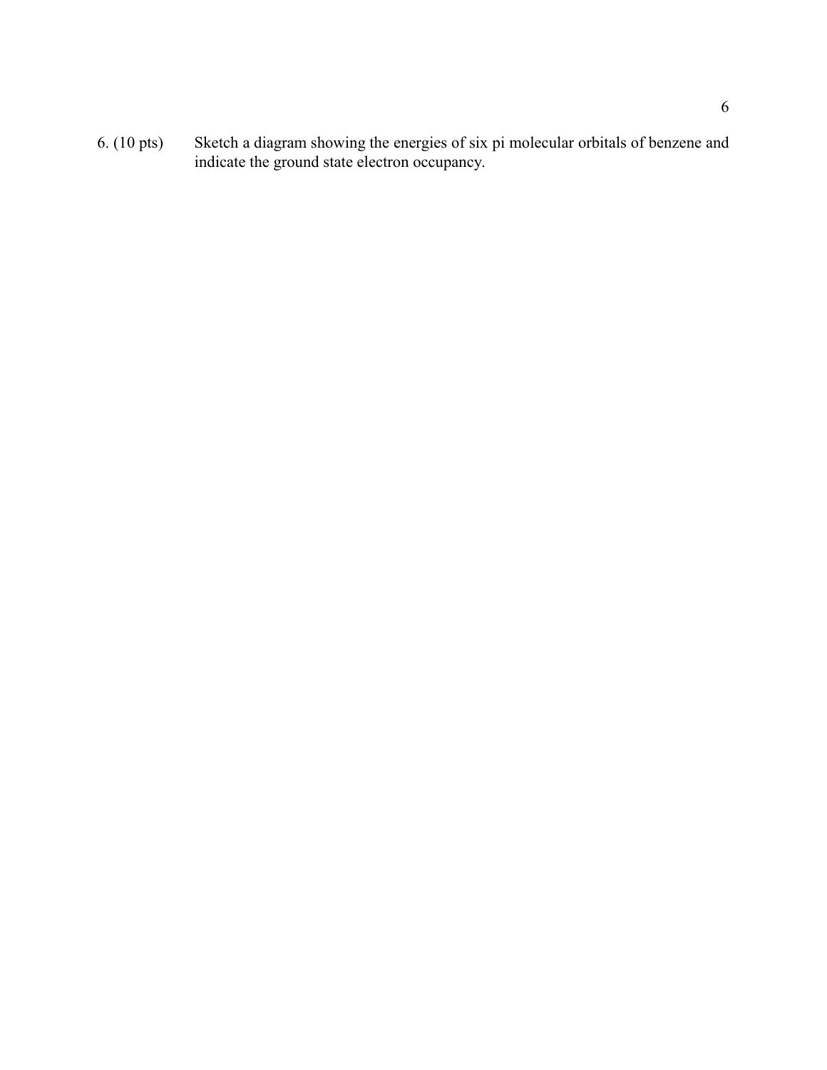6. (10 pts) Sketch a diagram showing the energies of six pi molecular orbitals of benzene and indicate the ground state electron occupancy.